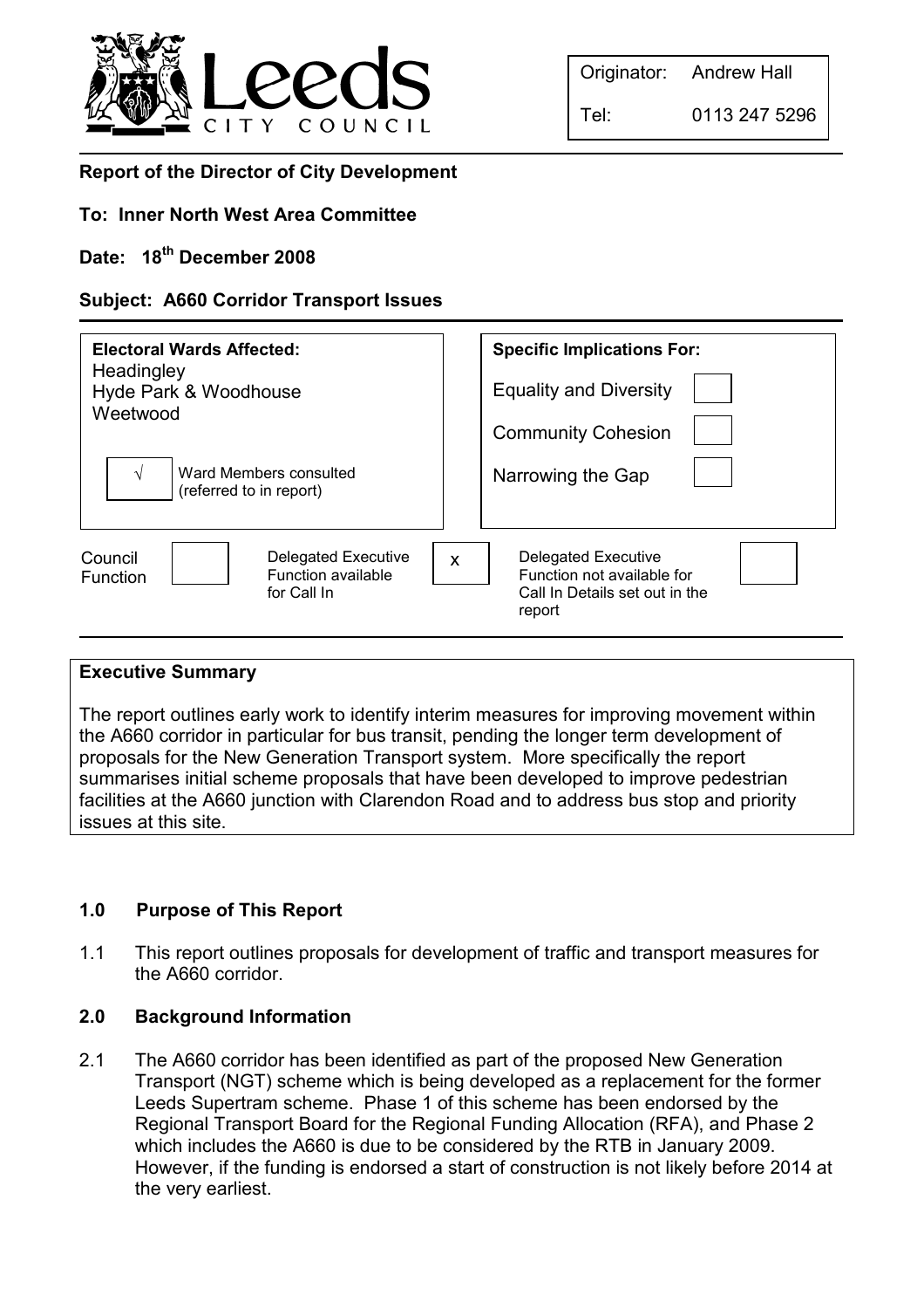Leeds CITY COUNCIL

| Originator: | Andrew Hall |
|---|---|
| Tel: | 0113 247 5296 |

**Report of the Director of City Development**

**To: Inner North West Area Committee**

**Date: 18th December 2008**

**Subject: A660 Corridor Transport Issues**

| **Electoral Wards Affected:** | **Specific Implications For:** | |
|---|---|---|
| Headingley | Equality and Diversity | |
| Hyde Park & Woodhouse | Community Cohesion | |
| Weetwood | Narrowing the Gap | |
| √ Ward Members consulted (referred to in report) | | |

| Council Function | | Delegated Executive Function available for Call In | x | Delegated Executive Function not available for Call In Details set out in the report | |
|---|---|---|---|---|---|

**Executive Summary**

The report outlines early work to identify interim measures for improving movement within the A660 corridor in particular for bus transit, pending the longer term development of proposals for the New Generation Transport system. More specifically the report summarises initial scheme proposals that have been developed to improve pedestrian facilities at the A660 junction with Clarendon Road and to address bus stop and priority issues at this site.

## 1.0 Purpose of This Report

1.1 This report outlines proposals for development of traffic and transport measures for the A660 corridor.

## 2.0 Background Information

2.1 The A660 corridor has been identified as part of the proposed New Generation Transport (NGT) scheme which is being developed as a replacement for the former Leeds Supertram scheme. Phase 1 of this scheme has been endorsed by the Regional Transport Board for the Regional Funding Allocation (RFA), and Phase 2 which includes the A660 is due to be considered by the RTB in January 2009. However, if the funding is endorsed a start of construction is not likely before 2014 at the very earliest.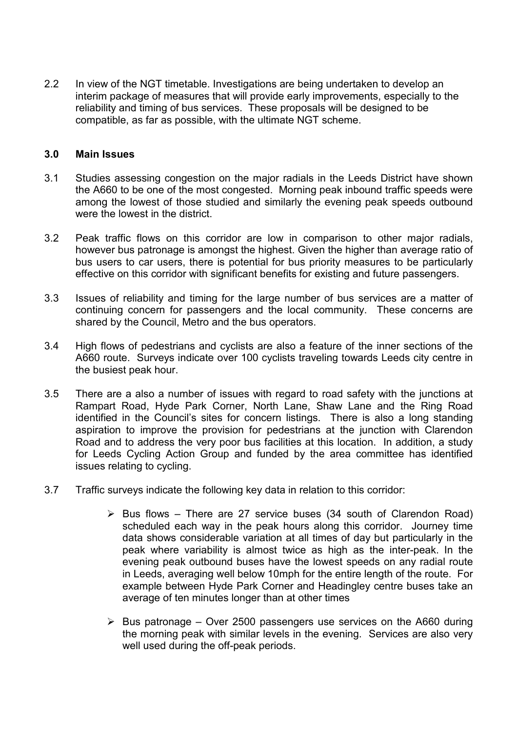2.2 In view of the NGT timetable. Investigations are being undertaken to develop an interim package of measures that will provide early improvements, especially to the reliability and timing of bus services. These proposals will be designed to be compatible, as far as possible, with the ultimate NGT scheme.

## 3.0 Main Issues

3.1 Studies assessing congestion on the major radials in the Leeds District have shown the A660 to be one of the most congested. Morning peak inbound traffic speeds were among the lowest of those studied and similarly the evening peak speeds outbound were the lowest in the district.

3.2 Peak traffic flows on this corridor are low in comparison to other major radials, however bus patronage is amongst the highest. Given the higher than average ratio of bus users to car users, there is potential for bus priority measures to be particularly effective on this corridor with significant benefits for existing and future passengers.

3.3 Issues of reliability and timing for the large number of bus services are a matter of continuing concern for passengers and the local community. These concerns are shared by the Council, Metro and the bus operators.

3.4 High flows of pedestrians and cyclists are also a feature of the inner sections of the A660 route. Surveys indicate over 100 cyclists traveling towards Leeds city centre in the busiest peak hour.

3.5 There are a also a number of issues with regard to road safety with the junctions at Rampart Road, Hyde Park Corner, North Lane, Shaw Lane and the Ring Road identified in the Council's sites for concern listings. There is also a long standing aspiration to improve the provision for pedestrians at the junction with Clarendon Road and to address the very poor bus facilities at this location. In addition, a study for Leeds Cycling Action Group and funded by the area committee has identified issues relating to cycling.

3.7 Traffic surveys indicate the following key data in relation to this corridor:

- Bus flows – There are 27 service buses (34 south of Clarendon Road) scheduled each way in the peak hours along this corridor. Journey time data shows considerable variation at all times of day but particularly in the peak where variability is almost twice as high as the inter-peak. In the evening peak outbound buses have the lowest speeds on any radial route in Leeds, averaging well below 10mph for the entire length of the route. For example between Hyde Park Corner and Headingley centre buses take an average of ten minutes longer than at other times

- Bus patronage – Over 2500 passengers use services on the A660 during the morning peak with similar levels in the evening. Services are also very well used during the off-peak periods.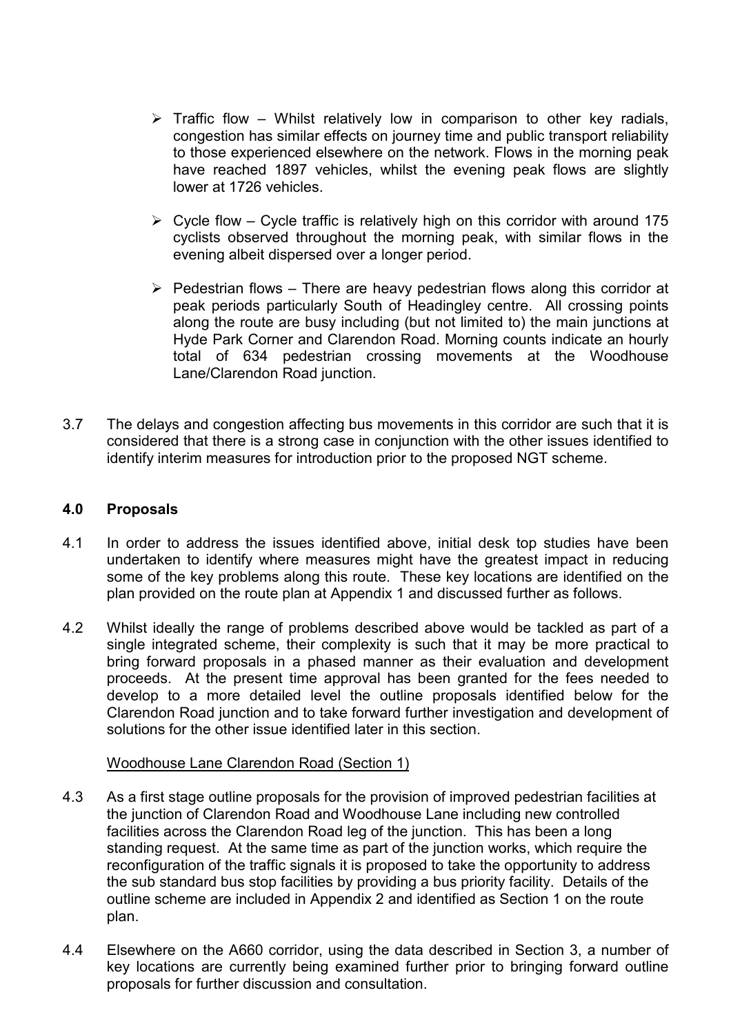- Traffic flow – Whilst relatively low in comparison to other key radials, congestion has similar effects on journey time and public transport reliability to those experienced elsewhere on the network. Flows in the morning peak have reached 1897 vehicles, whilst the evening peak flows are slightly lower at 1726 vehicles.

- Cycle flow – Cycle traffic is relatively high on this corridor with around 175 cyclists observed throughout the morning peak, with similar flows in the evening albeit dispersed over a longer period.

- Pedestrian flows – There are heavy pedestrian flows along this corridor at peak periods particularly South of Headingley centre. All crossing points along the route are busy including (but not limited to) the main junctions at Hyde Park Corner and Clarendon Road. Morning counts indicate an hourly total of 634 pedestrian crossing movements at the Woodhouse Lane/Clarendon Road junction.

3.7 The delays and congestion affecting bus movements in this corridor are such that it is considered that there is a strong case in conjunction with the other issues identified to identify interim measures for introduction prior to the proposed NGT scheme.

## 4.0 Proposals

4.1 In order to address the issues identified above, initial desk top studies have been undertaken to identify where measures might have the greatest impact in reducing some of the key problems along this route. These key locations are identified on the plan provided on the route plan at Appendix 1 and discussed further as follows.

4.2 Whilst ideally the range of problems described above would be tackled as part of a single integrated scheme, their complexity is such that it may be more practical to bring forward proposals in a phased manner as their evaluation and development proceeds. At the present time approval has been granted for the fees needed to develop to a more detailed level the outline proposals identified below for the Clarendon Road junction and to take forward further investigation and development of solutions for the other issue identified later in this section.

Woodhouse Lane Clarendon Road (Section 1)

4.3 As a first stage outline proposals for the provision of improved pedestrian facilities at the junction of Clarendon Road and Woodhouse Lane including new controlled facilities across the Clarendon Road leg of the junction. This has been a long standing request. At the same time as part of the junction works, which require the reconfiguration of the traffic signals it is proposed to take the opportunity to address the sub standard bus stop facilities by providing a bus priority facility. Details of the outline scheme are included in Appendix 2 and identified as Section 1 on the route plan.

4.4 Elsewhere on the A660 corridor, using the data described in Section 3, a number of key locations are currently being examined further prior to bringing forward outline proposals for further discussion and consultation.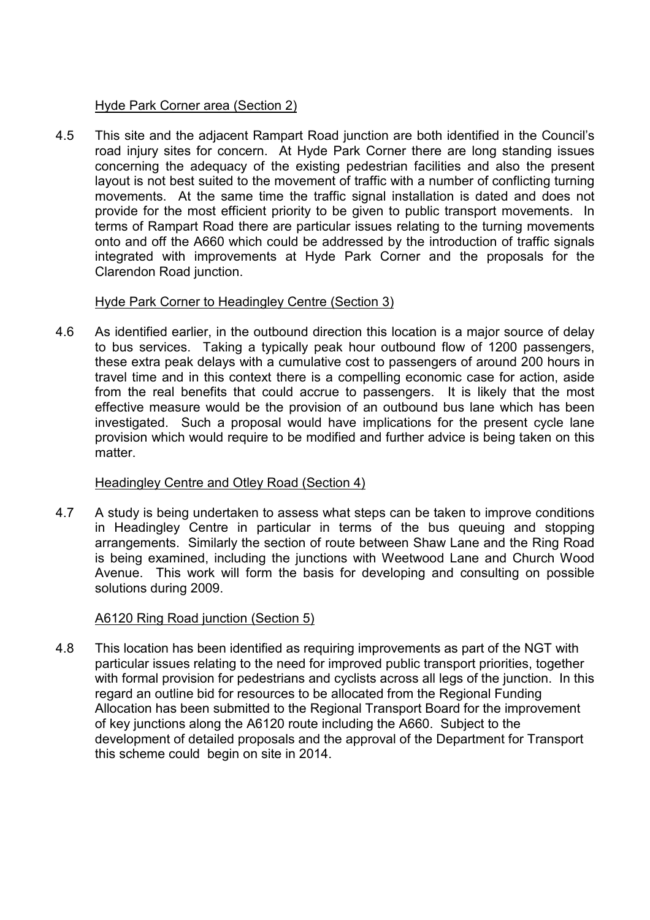Hyde Park Corner area (Section 2)

4.5 This site and the adjacent Rampart Road junction are both identified in the Council's road injury sites for concern. At Hyde Park Corner there are long standing issues concerning the adequacy of the existing pedestrian facilities and also the present layout is not best suited to the movement of traffic with a number of conflicting turning movements. At the same time the traffic signal installation is dated and does not provide for the most efficient priority to be given to public transport movements. In terms of Rampart Road there are particular issues relating to the turning movements onto and off the A660 which could be addressed by the introduction of traffic signals integrated with improvements at Hyde Park Corner and the proposals for the Clarendon Road junction.

Hyde Park Corner to Headingley Centre (Section 3)

4.6 As identified earlier, in the outbound direction this location is a major source of delay to bus services. Taking a typically peak hour outbound flow of 1200 passengers, these extra peak delays with a cumulative cost to passengers of around 200 hours in travel time and in this context there is a compelling economic case for action, aside from the real benefits that could accrue to passengers. It is likely that the most effective measure would be the provision of an outbound bus lane which has been investigated. Such a proposal would have implications for the present cycle lane provision which would require to be modified and further advice is being taken on this matter.

Headingley Centre and Otley Road (Section 4)

4.7 A study is being undertaken to assess what steps can be taken to improve conditions in Headingley Centre in particular in terms of the bus queuing and stopping arrangements. Similarly the section of route between Shaw Lane and the Ring Road is being examined, including the junctions with Weetwood Lane and Church Wood Avenue. This work will form the basis for developing and consulting on possible solutions during 2009.

A6120 Ring Road junction (Section 5)

4.8 This location has been identified as requiring improvements as part of the NGT with particular issues relating to the need for improved public transport priorities, together with formal provision for pedestrians and cyclists across all legs of the junction. In this regard an outline bid for resources to be allocated from the Regional Funding Allocation has been submitted to the Regional Transport Board for the improvement of key junctions along the A6120 route including the A660. Subject to the development of detailed proposals and the approval of the Department for Transport this scheme could begin on site in 2014.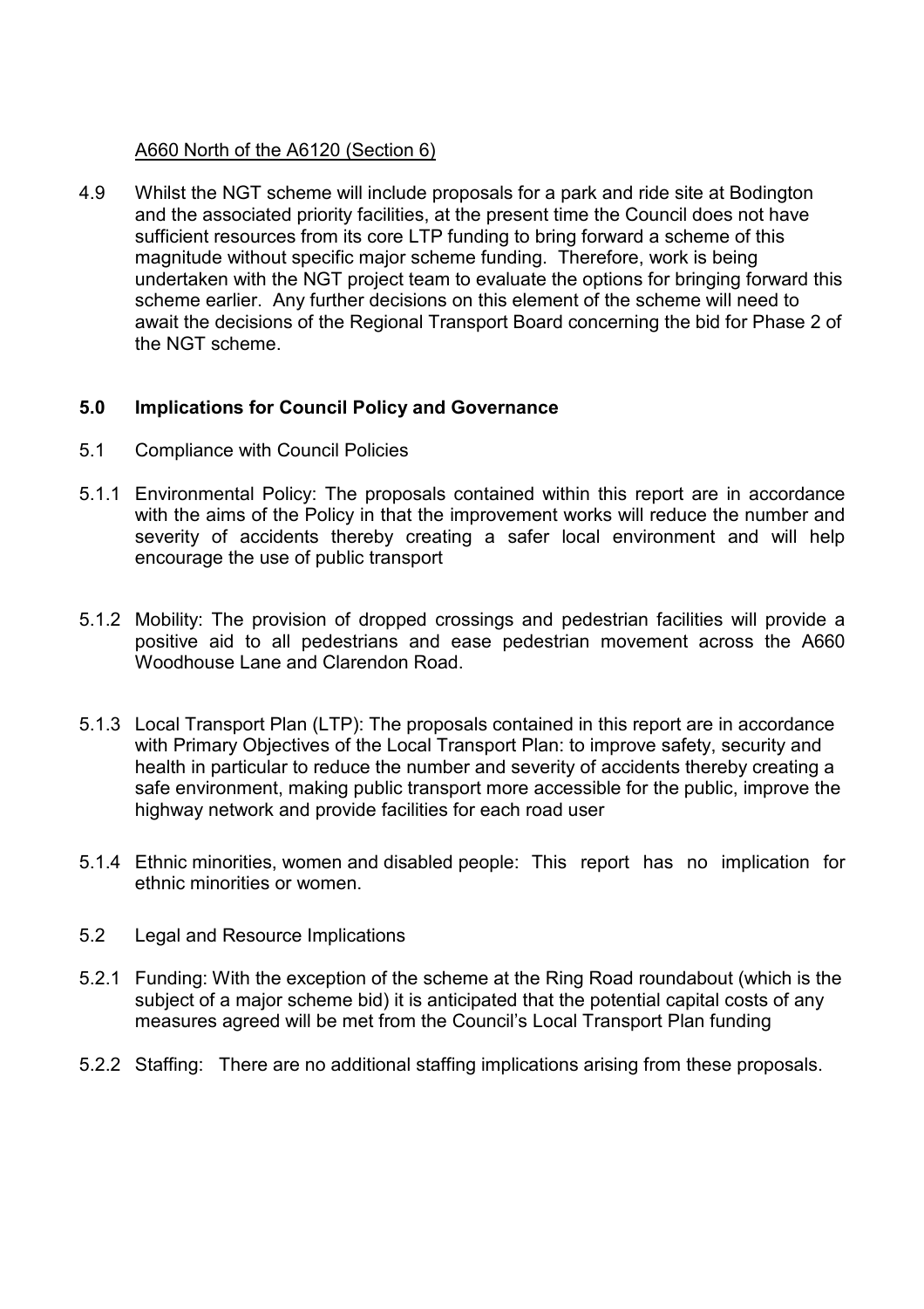A660 North of the A6120 (Section 6)

4.9 Whilst the NGT scheme will include proposals for a park and ride site at Bodington and the associated priority facilities, at the present time the Council does not have sufficient resources from its core LTP funding to bring forward a scheme of this magnitude without specific major scheme funding. Therefore, work is being undertaken with the NGT project team to evaluate the options for bringing forward this scheme earlier. Any further decisions on this element of the scheme will need to await the decisions of the Regional Transport Board concerning the bid for Phase 2 of the NGT scheme.

## 5.0 Implications for Council Policy and Governance

5.1 Compliance with Council Policies

5.1.1 Environmental Policy: The proposals contained within this report are in accordance with the aims of the Policy in that the improvement works will reduce the number and severity of accidents thereby creating a safer local environment and will help encourage the use of public transport

5.1.2 Mobility: The provision of dropped crossings and pedestrian facilities will provide a positive aid to all pedestrians and ease pedestrian movement across the A660 Woodhouse Lane and Clarendon Road.

5.1.3 Local Transport Plan (LTP): The proposals contained in this report are in accordance with Primary Objectives of the Local Transport Plan: to improve safety, security and health in particular to reduce the number and severity of accidents thereby creating a safe environment, making public transport more accessible for the public, improve the highway network and provide facilities for each road user

5.1.4 Ethnic minorities, women and disabled people: This report has no implication for ethnic minorities or women.

5.2 Legal and Resource Implications

5.2.1 Funding: With the exception of the scheme at the Ring Road roundabout (which is the subject of a major scheme bid) it is anticipated that the potential capital costs of any measures agreed will be met from the Council's Local Transport Plan funding

5.2.2 Staffing: There are no additional staffing implications arising from these proposals.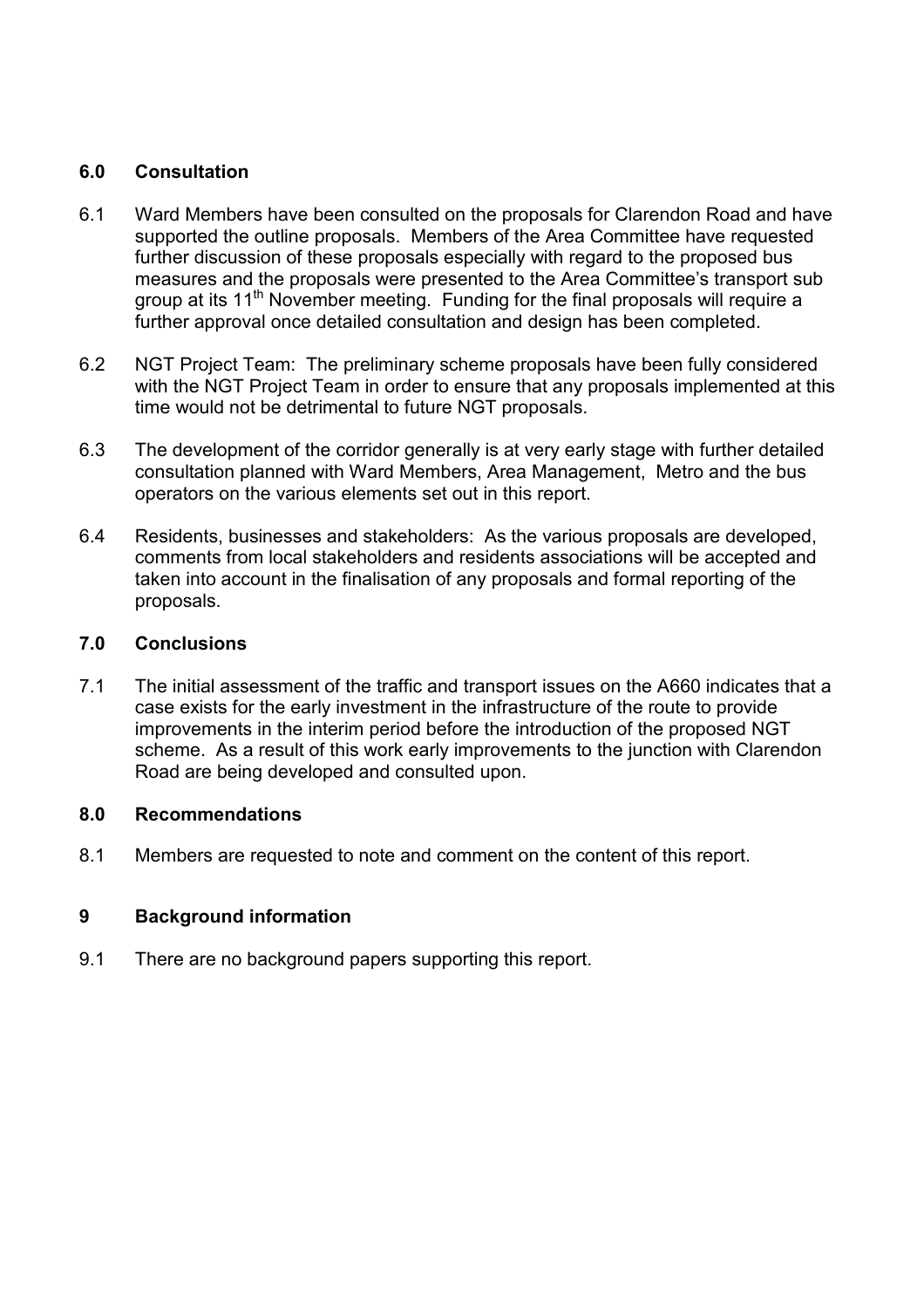## 6.0 Consultation

6.1 Ward Members have been consulted on the proposals for Clarendon Road and have supported the outline proposals. Members of the Area Committee have requested further discussion of these proposals especially with regard to the proposed bus measures and the proposals were presented to the Area Committee's transport sub group at its 11th November meeting. Funding for the final proposals will require a further approval once detailed consultation and design has been completed.

6.2 NGT Project Team: The preliminary scheme proposals have been fully considered with the NGT Project Team in order to ensure that any proposals implemented at this time would not be detrimental to future NGT proposals.

6.3 The development of the corridor generally is at very early stage with further detailed consultation planned with Ward Members, Area Management, Metro and the bus operators on the various elements set out in this report.

6.4 Residents, businesses and stakeholders: As the various proposals are developed, comments from local stakeholders and residents associations will be accepted and taken into account in the finalisation of any proposals and formal reporting of the proposals.

## 7.0 Conclusions

7.1 The initial assessment of the traffic and transport issues on the A660 indicates that a case exists for the early investment in the infrastructure of the route to provide improvements in the interim period before the introduction of the proposed NGT scheme. As a result of this work early improvements to the junction with Clarendon Road are being developed and consulted upon.

## 8.0 Recommendations

8.1 Members are requested to note and comment on the content of this report.

## 9 Background information

9.1 There are no background papers supporting this report.